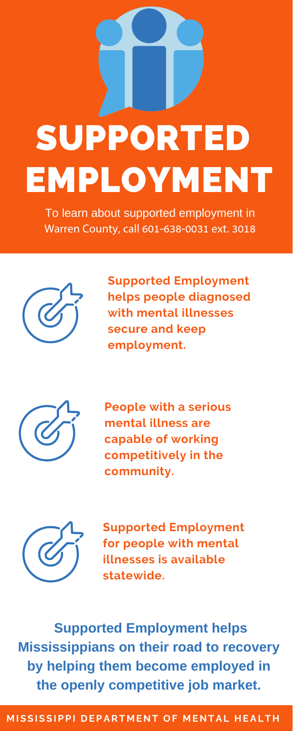# SUPPORTED EMPLOYMENT

To learn about supported employment in Warren County, call 601-638-0031 ext. 3018

**Supported Employment helps people diagnosed with mental illnesses secure and keep employment.**

**People with a serious mental illness are capable of working competitively in the community.**

**Supported Employment for people with mental illnesses is available statewide.**

**Supported Employment helps Mississippians on their road to recovery by helping them become employed in the openly competitive job market.**

**MISSISSIPPI DEPARTMENT OF MENTAL HEALTH**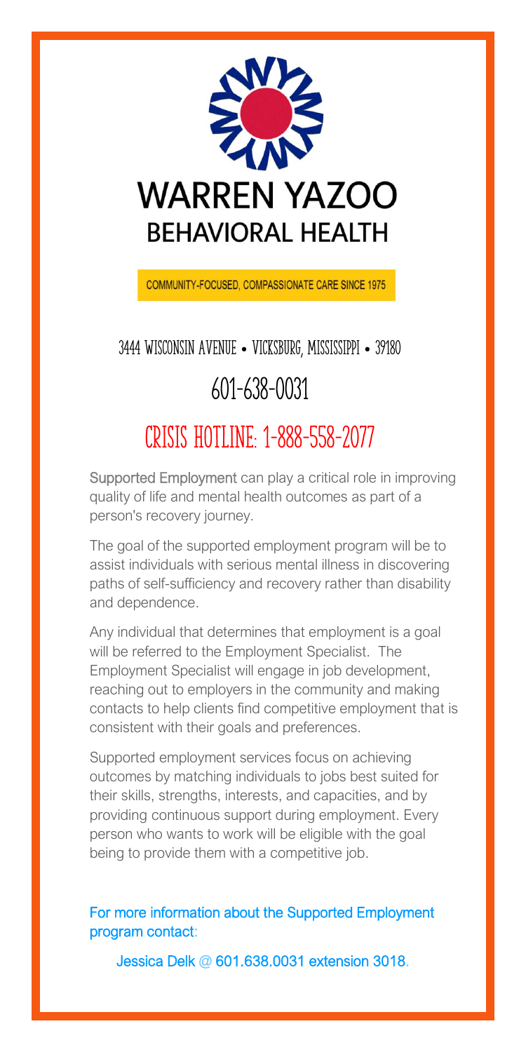# WARREN YAZOO

## BEHAVIORAL HEALTH

COMMUNITY-FOCUSED, COMPASSIONATE CARE SINCE 1975

3444 WISCONSIN AVENUE • VICKSBURG, MISSISSIPPI • 39180

601-638-0031

## CRISIS HOTLINE: 1-888-558-2077

Supported Employment can play a critical role in improving quality of life and mental health outcomes as part of a person's recovery journey.

The goal of the supported employment program will be to assist individuals with serious mental illness in discovering paths of self-sufficiency and recovery rather than disability and dependence.

Any individual that determines that employment is a goal will be referred to the Employment Specialist. The Employment Specialist will engage in job development, reaching out to employers in the community and making contacts to help clients find competitive employment that is consistent with their goals and preferences.

Supported employment services focus on achieving outcomes by matching individuals to jobs best suited for their skills, strengths, interests, and capacities, and by providing continuous support during employment. Every person who wants to work will be eligible with the goal being to provide them with a competitive job.

For more information about the Supported Employment program contact:

Jessica Delk @ 601.638.0031 extension 3018.